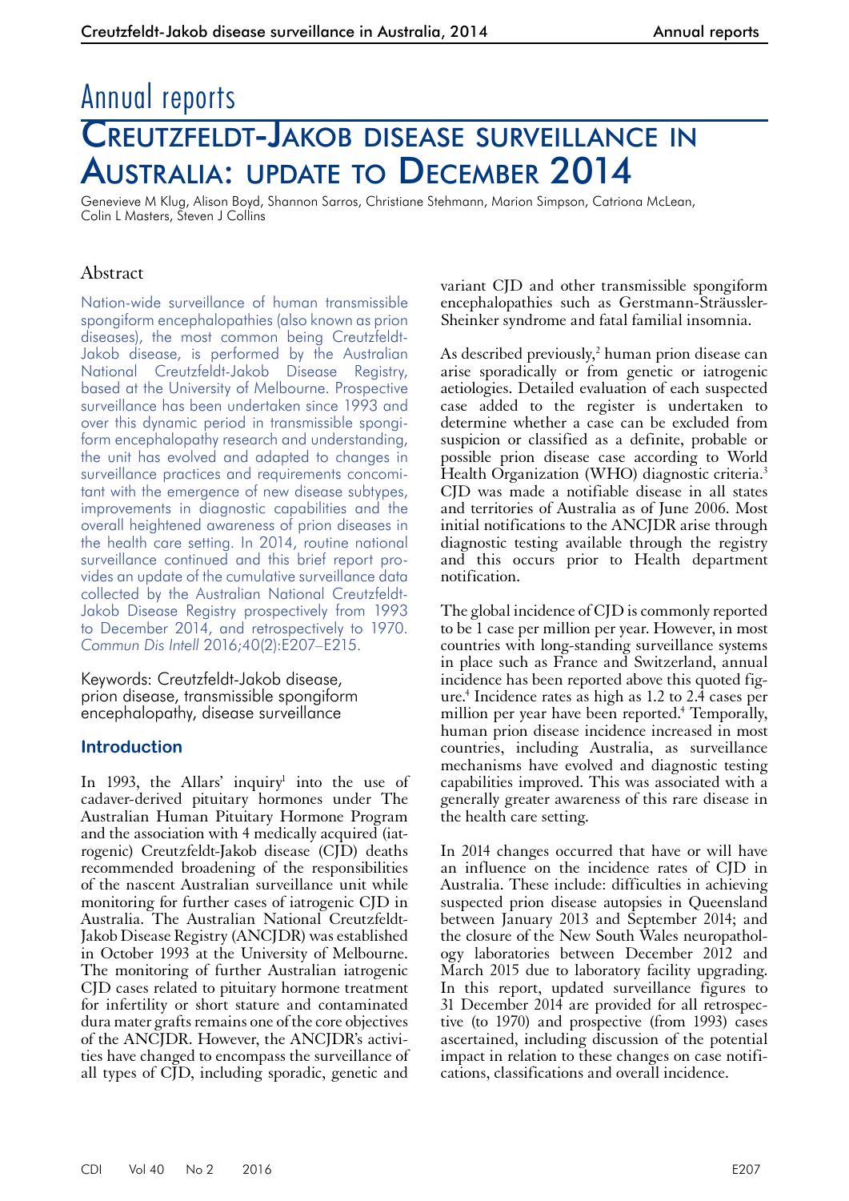# Annual reports

# Creutzfeldt-Jakob disease surveillance in Australia: update to December 2014

Genevieve M Klug, Alison Boyd, Shannon Sarros, Christiane Stehmann, Marion Simpson, Catriona McLean, Colin L Masters, Steven J Collins

## Abstract

Nation-wide surveillance of human transmissible spongiform encephalopathies (also known as prion diseases), the most common being Creutzfeldt-Jakob disease, is performed by the Australian National Creutzfeldt-Jakob Disease Registry, based at the University of Melbourne. Prospective surveillance has been undertaken since 1993 and over this dynamic period in transmissible spongiform encephalopathy research and understanding, the unit has evolved and adapted to changes in surveillance practices and requirements concomitant with the emergence of new disease subtypes, improvements in diagnostic capabilities and the overall heightened awareness of prion diseases in the health care setting. In 2014, routine national surveillance continued and this brief report provides an update of the cumulative surveillance data collected by the Australian National Creutzfeldt-Jakob Disease Registry prospectively from 1993 to December 2014, and retrospectively to 1970. *Commun Dis Intell* 2016;40(2):E207–E215.

Keywords: Creutzfeldt-Jakob disease, prion disease, transmissible spongiform encephalopathy, disease surveillance

## Introduction

In 1993, the Allars' inquiry[1] into the use of cadaver-derived pituitary hormones under The Australian Human Pituitary Hormone Program and the association with 4 medically acquired (iatrogenic) Creutzfeldt-Jakob disease (CJD) deaths recommended broadening of the responsibilities of the nascent Australian surveillance unit while monitoring for further cases of iatrogenic CJD in Australia. The Australian National Creutzfeldt-Jakob Disease Registry (ANCJDR) was established in October 1993 at the University of Melbourne. The monitoring of further Australian iatrogenic CJD cases related to pituitary hormone treatment for infertility or short stature and contaminated dura mater grafts remains one of the core objectives of the ANCJDR. However, the ANCJDR's activities have changed to encompass the surveillance of all types of CJD, including sporadic, genetic and variant CJD and other transmissible spongiform encephalopathies such as Gerstmann-Sträussler-Sheinker syndrome and fatal familial insomnia.

As described previously,[2] human prion disease can arise sporadically or from genetic or iatrogenic aetiologies. Detailed evaluation of each suspected case added to the register is undertaken to determine whether a case can be excluded from suspicion or classified as a definite, probable or possible prion disease case according to World Health Organization (WHO) diagnostic criteria.[3] CJD was made a notifiable disease in all states and territories of Australia as of June 2006. Most initial notifications to the ANCJDR arise through diagnostic testing available through the registry and this occurs prior to Health department notification.

The global incidence of CJD is commonly reported to be 1 case per million per year. However, in most countries with long-standing surveillance systems in place such as France and Switzerland, annual incidence has been reported above this quoted figure.[4] Incidence rates as high as 1.2 to 2.4 cases per million per year have been reported.[4] Temporally, human prion disease incidence increased in most countries, including Australia, as surveillance mechanisms have evolved and diagnostic testing capabilities improved. This was associated with a generally greater awareness of this rare disease in the health care setting.

In 2014 changes occurred that have or will have an influence on the incidence rates of CJD in Australia. These include: difficulties in achieving suspected prion disease autopsies in Queensland between January 2013 and September 2014; and the closure of the New South Wales neuropathology laboratories between December 2012 and March 2015 due to laboratory facility upgrading. In this report, updated surveillance figures to 31 December 2014 are provided for all retrospective (to 1970) and prospective (from 1993) cases ascertained, including discussion of the potential impact in relation to these changes on case notifications, classifications and overall incidence.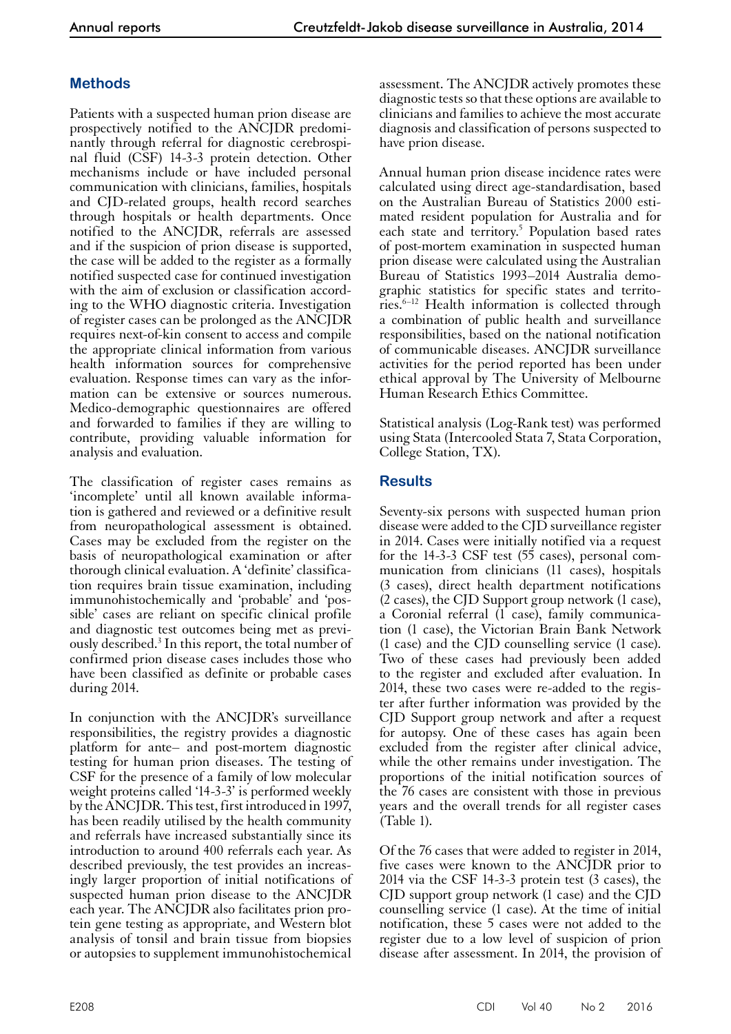## Methods

Patients with a suspected human prion disease are prospectively notified to the ANCJDR predominantly through referral for diagnostic cerebrospinal fluid (CSF) 14-3-3 protein detection. Other mechanisms include or have included personal communication with clinicians, families, hospitals and CJD-related groups, health record searches through hospitals or health departments. Once notified to the ANCJDR, referrals are assessed and if the suspicion of prion disease is supported, the case will be added to the register as a formally notified suspected case for continued investigation with the aim of exclusion or classification according to the WHO diagnostic criteria. Investigation of register cases can be prolonged as the ANCJDR requires next-of-kin consent to access and compile the appropriate clinical information from various health information sources for comprehensive evaluation. Response times can vary as the information can be extensive or sources numerous. Medico-demographic questionnaires are offered and forwarded to families if they are willing to contribute, providing valuable information for analysis and evaluation.

The classification of register cases remains as 'incomplete' until all known available information is gathered and reviewed or a definitive result from neuropathological assessment is obtained. Cases may be excluded from the register on the basis of neuropathological examination or after thorough clinical evaluation. A 'definite' classification requires brain tissue examination, including immunohistochemically and 'probable' and 'possible' cases are reliant on specific clinical profile and diagnostic test outcomes being met as previously described.[3] In this report, the total number of confirmed prion disease cases includes those who have been classified as definite or probable cases during 2014.

In conjunction with the ANCJDR's surveillance responsibilities, the registry provides a diagnostic platform for ante– and post-mortem diagnostic testing for human prion diseases. The testing of CSF for the presence of a family of low molecular weight proteins called '14-3-3' is performed weekly by the ANCJDR. This test, first introduced in 1997, has been readily utilised by the health community and referrals have increased substantially since its introduction to around 400 referrals each year. As described previously, the test provides an increasingly larger proportion of initial notifications of suspected human prion disease to the ANCJDR each year. The ANCJDR also facilitates prion protein gene testing as appropriate, and Western blot analysis of tonsil and brain tissue from biopsies or autopsies to supplement immunohistochemical assessment. The ANCJDR actively promotes these diagnostic tests so that these options are available to clinicians and families to achieve the most accurate diagnosis and classification of persons suspected to have prion disease.

Annual human prion disease incidence rates were calculated using direct age-standardisation, based on the Australian Bureau of Statistics 2000 estimated resident population for Australia and for each state and territory.[5] Population based rates of post-mortem examination in suspected human prion disease were calculated using the Australian Bureau of Statistics 1993–2014 Australia demographic statistics for specific states and territories.[6–12] Health information is collected through a combination of public health and surveillance responsibilities, based on the national notification of communicable diseases. ANCJDR surveillance activities for the period reported has been under ethical approval by The University of Melbourne Human Research Ethics Committee.

Statistical analysis (Log-Rank test) was performed using Stata (Intercooled Stata 7, Stata Corporation, College Station, TX).

## Results

Seventy-six persons with suspected human prion disease were added to the CJD surveillance register in 2014. Cases were initially notified via a request for the 14-3-3 CSF test (55 cases), personal communication from clinicians (11 cases), hospitals (3 cases), direct health department notifications (2 cases), the CJD Support group network (1 case), a Coronial referral (1 case), family communication (1 case), the Victorian Brain Bank Network (1 case) and the CJD counselling service (1 case). Two of these cases had previously been added to the register and excluded after evaluation. In 2014, these two cases were re-added to the register after further information was provided by the CJD Support group network and after a request for autopsy. One of these cases has again been excluded from the register after clinical advice, while the other remains under investigation. The proportions of the initial notification sources of the 76 cases are consistent with those in previous years and the overall trends for all register cases (Table 1).

Of the 76 cases that were added to register in 2014, five cases were known to the ANCJDR prior to 2014 via the CSF 14-3-3 protein test (3 cases), the CJD support group network (1 case) and the CJD counselling service (1 case). At the time of initial notification, these 5 cases were not added to the register due to a low level of suspicion of prion disease after assessment. In 2014, the provision of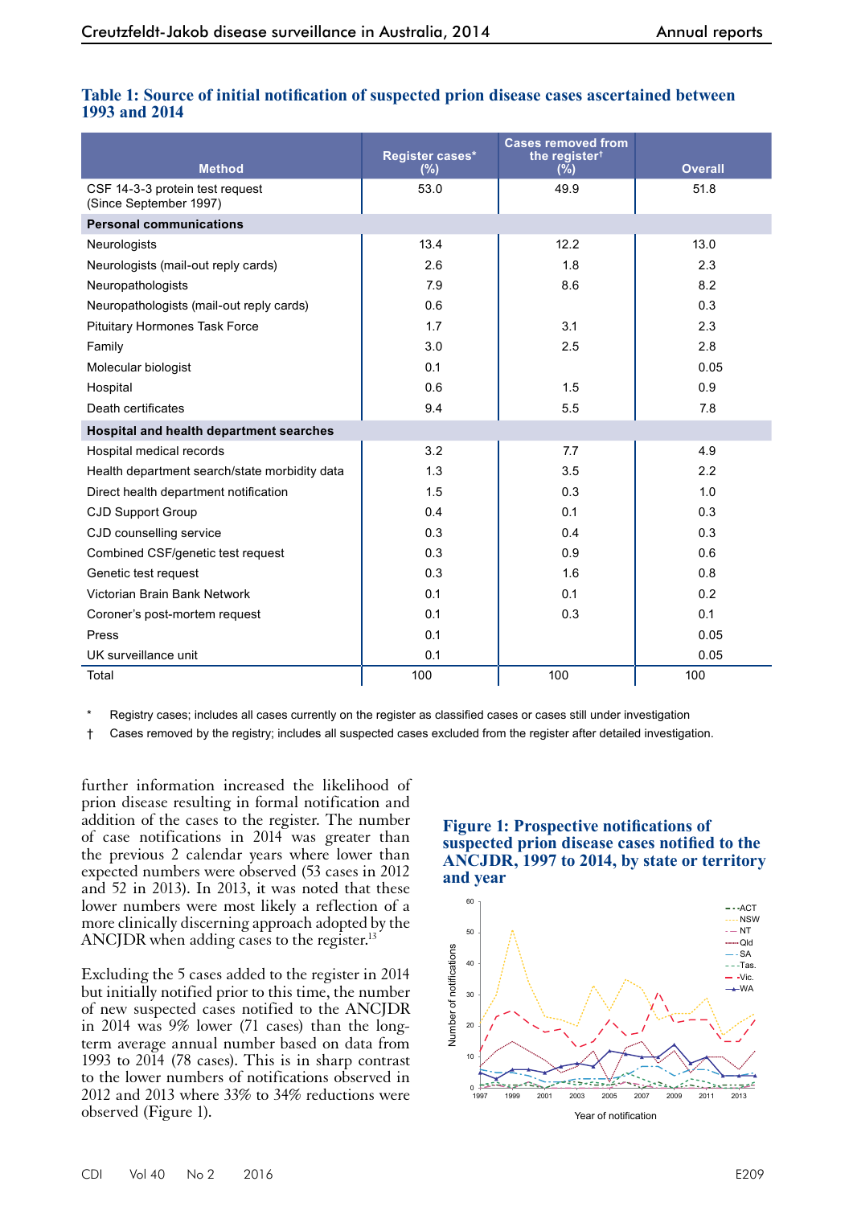**Table 1: Source of initial notification of suspected prion disease cases ascertained between 1993 and 2014**

| Method | Register cases* (%) | Cases removed from the register† (%) | Overall |
|---|---|---|---|
| CSF 14-3-3 protein test request (Since September 1997) | 53.0 | 49.9 | 51.8 |
| **Personal communications** | | | |
| Neurologists | 13.4 | 12.2 | 13.0 |
| Neurologists (mail-out reply cards) | 2.6 | 1.8 | 2.3 |
| Neuropathologists | 7.9 | 8.6 | 8.2 |
| Neuropathologists (mail-out reply cards) | 0.6 | | 0.3 |
| Pituitary Hormones Task Force | 1.7 | 3.1 | 2.3 |
| Family | 3.0 | 2.5 | 2.8 |
| Molecular biologist | 0.1 | | 0.05 |
| Hospital | 0.6 | 1.5 | 0.9 |
| Death certificates | 9.4 | 5.5 | 7.8 |
| **Hospital and health department searches** | | | |
| Hospital medical records | 3.2 | 7.7 | 4.9 |
| Health department search/state morbidity data | 1.3 | 3.5 | 2.2 |
| Direct health department notification | 1.5 | 0.3 | 1.0 |
| CJD Support Group | 0.4 | 0.1 | 0.3 |
| CJD counselling service | 0.3 | 0.4 | 0.3 |
| Combined CSF/genetic test request | 0.3 | 0.9 | 0.6 |
| Genetic test request | 0.3 | 1.6 | 0.8 |
| Victorian Brain Bank Network | 0.1 | 0.1 | 0.2 |
| Coroner's post-mortem request | 0.1 | 0.3 | 0.1 |
| Press | 0.1 | | 0.05 |
| UK surveillance unit | 0.1 | | 0.05 |
| Total | 100 | 100 | 100 |

\* Registry cases; includes all cases currently on the register as classified cases or cases still under investigation

† Cases removed by the registry; includes all suspected cases excluded from the register after detailed investigation.

further information increased the likelihood of prion disease resulting in formal notification and addition of the cases to the register. The number of case notifications in 2014 was greater than the previous 2 calendar years where lower than expected numbers were observed (53 cases in 2012 and 52 in 2013). In 2013, it was noted that these lower numbers were most likely a reflection of a more clinically discerning approach adopted by the ANCJDR when adding cases to the register.[13]

Excluding the 5 cases added to the register in 2014 but initially notified prior to this time, the number of new suspected cases notified to the ANCJDR in 2014 was 9% lower (71 cases) than the long-term average annual number based on data from 1993 to 2014 (78 cases). This is in sharp contrast to the lower numbers of notifications observed in 2012 and 2013 where 33% to 34% reductions were observed (Figure 1).

**Figure 1: Prospective notifications of suspected prion disease cases notified to the ANCJDR, 1997 to 2014, by state or territory and year**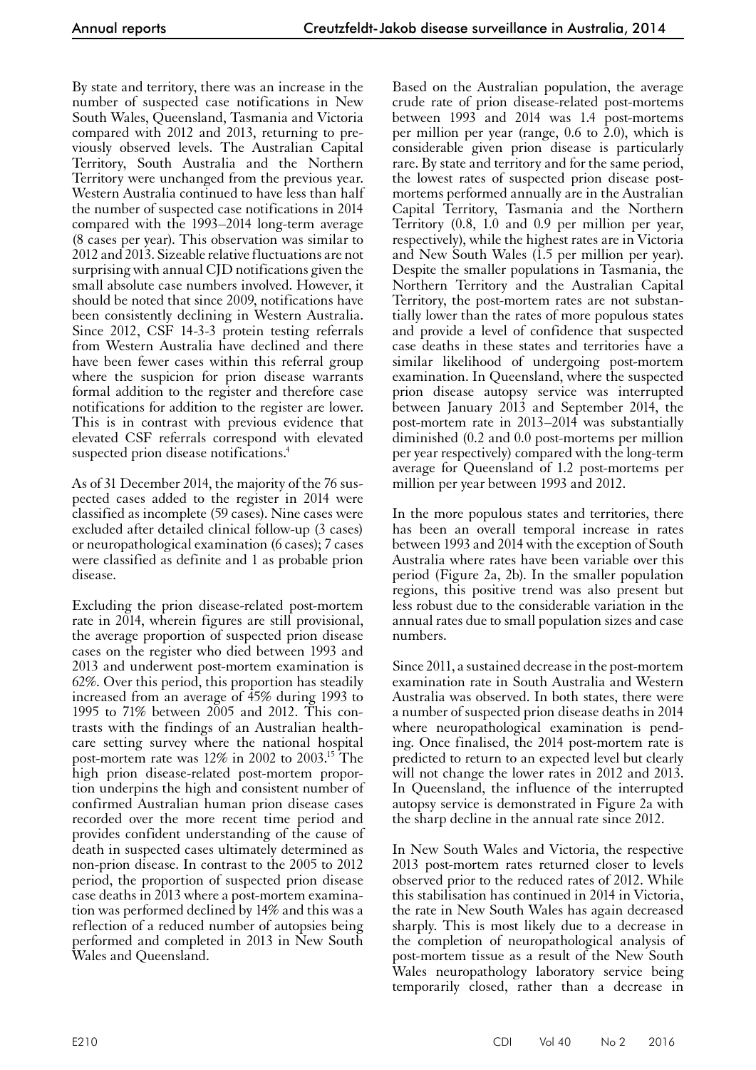By state and territory, there was an increase in the number of suspected case notifications in New South Wales, Queensland, Tasmania and Victoria compared with 2012 and 2013, returning to previously observed levels. The Australian Capital Territory, South Australia and the Northern Territory were unchanged from the previous year. Western Australia continued to have less than half the number of suspected case notifications in 2014 compared with the 1993–2014 long-term average (8 cases per year). This observation was similar to 2012 and 2013. Sizeable relative fluctuations are not surprising with annual CJD notifications given the small absolute case numbers involved. However, it should be noted that since 2009, notifications have been consistently declining in Western Australia. Since 2012, CSF 14-3-3 protein testing referrals from Western Australia have declined and there have been fewer cases within this referral group where the suspicion for prion disease warrants formal addition to the register and therefore case notifications for addition to the register are lower. This is in contrast with previous evidence that elevated CSF referrals correspond with elevated suspected prion disease notifications.[4]

As of 31 December 2014, the majority of the 76 suspected cases added to the register in 2014 were classified as incomplete (59 cases). Nine cases were excluded after detailed clinical follow-up (3 cases) or neuropathological examination (6 cases); 7 cases were classified as definite and 1 as probable prion disease.

Excluding the prion disease-related post-mortem rate in 2014, wherein figures are still provisional, the average proportion of suspected prion disease cases on the register who died between 1993 and 2013 and underwent post-mortem examination is 62%. Over this period, this proportion has steadily increased from an average of 45% during 1993 to 1995 to 71% between 2005 and 2012. This contrasts with the findings of an Australian healthcare setting survey where the national hospital post-mortem rate was 12% in 2002 to 2003.[15] The high prion disease-related post-mortem proportion underpins the high and consistent number of confirmed Australian human prion disease cases recorded over the more recent time period and provides confident understanding of the cause of death in suspected cases ultimately determined as non-prion disease. In contrast to the 2005 to 2012 period, the proportion of suspected prion disease case deaths in 2013 where a post-mortem examination was performed declined by 14% and this was a reflection of a reduced number of autopsies being performed and completed in 2013 in New South Wales and Queensland.

Based on the Australian population, the average crude rate of prion disease-related post-mortems between 1993 and 2014 was 1.4 post-mortems per million per year (range, 0.6 to 2.0), which is considerable given prion disease is particularly rare. By state and territory and for the same period, the lowest rates of suspected prion disease post-mortems performed annually are in the Australian Capital Territory, Tasmania and the Northern Territory (0.8, 1.0 and 0.9 per million per year, respectively), while the highest rates are in Victoria and New South Wales (1.5 per million per year). Despite the smaller populations in Tasmania, the Northern Territory and the Australian Capital Territory, the post-mortem rates are not substantially lower than the rates of more populous states and provide a level of confidence that suspected case deaths in these states and territories have a similar likelihood of undergoing post-mortem examination. In Queensland, where the suspected prion disease autopsy service was interrupted between January 2013 and September 2014, the post-mortem rate in 2013–2014 was substantially diminished (0.2 and 0.0 post-mortems per million per year respectively) compared with the long-term average for Queensland of 1.2 post-mortems per million per year between 1993 and 2012.

In the more populous states and territories, there has been an overall temporal increase in rates between 1993 and 2014 with the exception of South Australia where rates have been variable over this period (Figure 2a, 2b). In the smaller population regions, this positive trend was also present but less robust due to the considerable variation in the annual rates due to small population sizes and case numbers.

Since 2011, a sustained decrease in the post-mortem examination rate in South Australia and Western Australia was observed. In both states, there were a number of suspected prion disease deaths in 2014 where neuropathological examination is pending. Once finalised, the 2014 post-mortem rate is predicted to return to an expected level but clearly will not change the lower rates in 2012 and 2013. In Queensland, the influence of the interrupted autopsy service is demonstrated in Figure 2a with the sharp decline in the annual rate since 2012.

In New South Wales and Victoria, the respective 2013 post-mortem rates returned closer to levels observed prior to the reduced rates of 2012. While this stabilisation has continued in 2014 in Victoria, the rate in New South Wales has again decreased sharply. This is most likely due to a decrease in the completion of neuropathological analysis of post-mortem tissue as a result of the New South Wales neuropathology laboratory service being temporarily closed, rather than a decrease in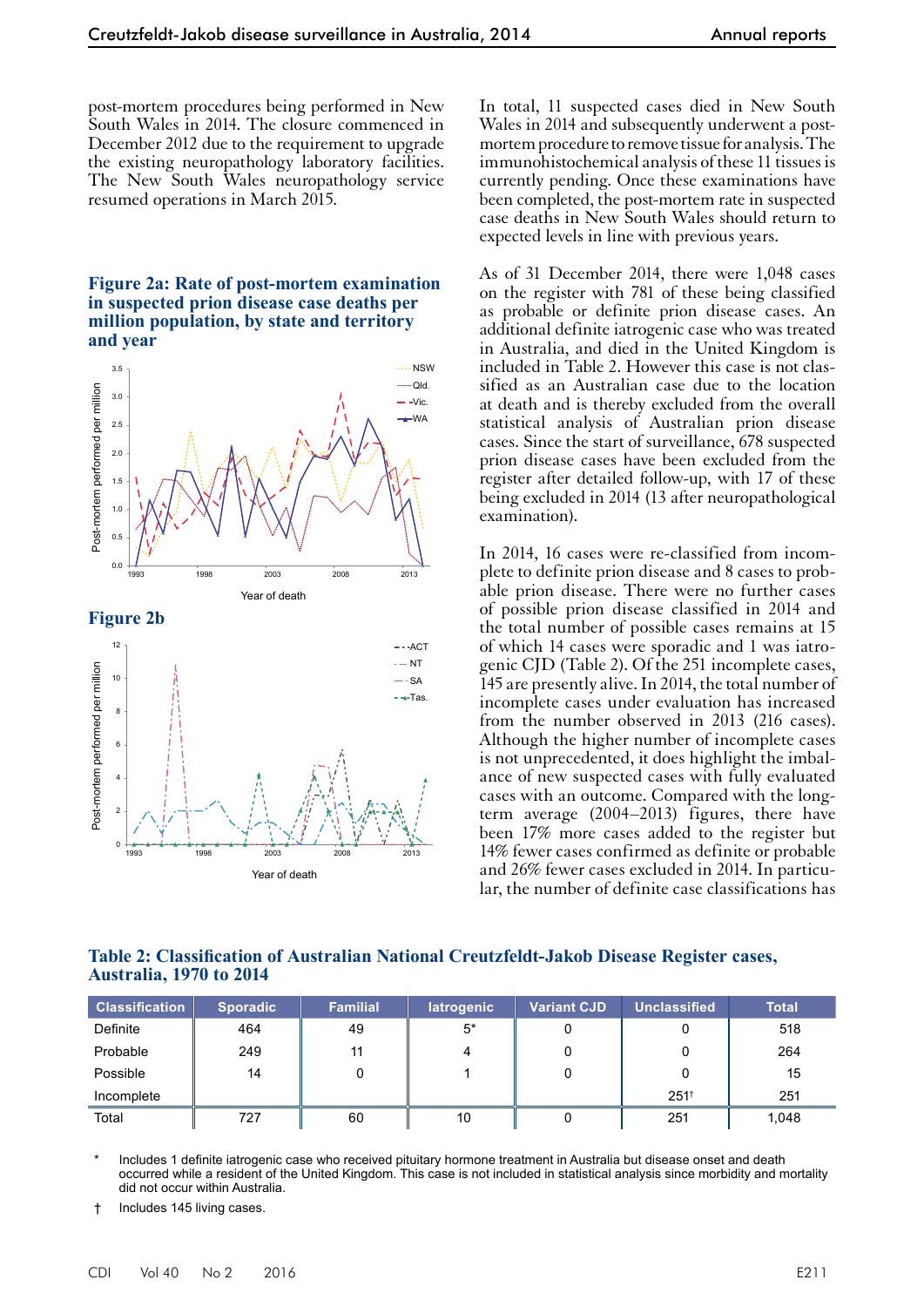post-mortem procedures being performed in New South Wales in 2014. The closure commenced in December 2012 due to the requirement to upgrade the existing neuropathology laboratory facilities. The New South Wales neuropathology service resumed operations in March 2015.

**Figure 2a: Rate of post-mortem examination in suspected prion disease case deaths per million population, by state and territory and year**

**Figure 2b**

In total, 11 suspected cases died in New South Wales in 2014 and subsequently underwent a post-mortem procedure to remove tissue for analysis. The immunohistochemical analysis of these 11 tissues is currently pending. Once these examinations have been completed, the post-mortem rate in suspected case deaths in New South Wales should return to expected levels in line with previous years.

As of 31 December 2014, there were 1,048 cases on the register with 781 of these being classified as probable or definite prion disease cases. An additional definite iatrogenic case who was treated in Australia, and died in the United Kingdom is included in Table 2. However this case is not classified as an Australian case due to the location at death and is thereby excluded from the overall statistical analysis of Australian prion disease cases. Since the start of surveillance, 678 suspected prion disease cases have been excluded from the register after detailed follow-up, with 17 of these being excluded in 2014 (13 after neuropathological examination).

In 2014, 16 cases were re-classified from incomplete to definite prion disease and 8 cases to probable prion disease. There were no further cases of possible prion disease classified in 2014 and the total number of possible cases remains at 15 of which 14 cases were sporadic and 1 was iatrogenic CJD (Table 2). Of the 251 incomplete cases, 145 are presently alive. In 2014, the total number of incomplete cases under evaluation has increased from the number observed in 2013 (216 cases). Although the higher number of incomplete cases is not unprecedented, it does highlight the imbalance of new suspected cases with fully evaluated cases with an outcome. Compared with the long-term average (2004–2013) figures, there have been 17% more cases added to the register but 14% fewer cases confirmed as definite or probable and 26% fewer cases excluded in 2014. In particular, the number of definite case classifications has

**Table 2: Classification of Australian National Creutzfeldt-Jakob Disease Register cases, Australia, 1970 to 2014**

| Classification | Sporadic | Familial | Iatrogenic | Variant CJD | Unclassified | Total |
|---|---|---|---|---|---|---|
| Definite | 464 | 49 | 5* | 0 | 0 | 518 |
| Probable | 249 | 11 | 4 | 0 | 0 | 264 |
| Possible | 14 | 0 | 1 | 0 | 0 | 15 |
| Incomplete | | | | | 251† | 251 |
| Total | 727 | 60 | 10 | 0 | 251 | 1,048 |

\* Includes 1 definite iatrogenic case who received pituitary hormone treatment in Australia but disease onset and death occurred while a resident of the United Kingdom. This case is not included in statistical analysis since morbidity and mortality did not occur within Australia.

† Includes 145 living cases.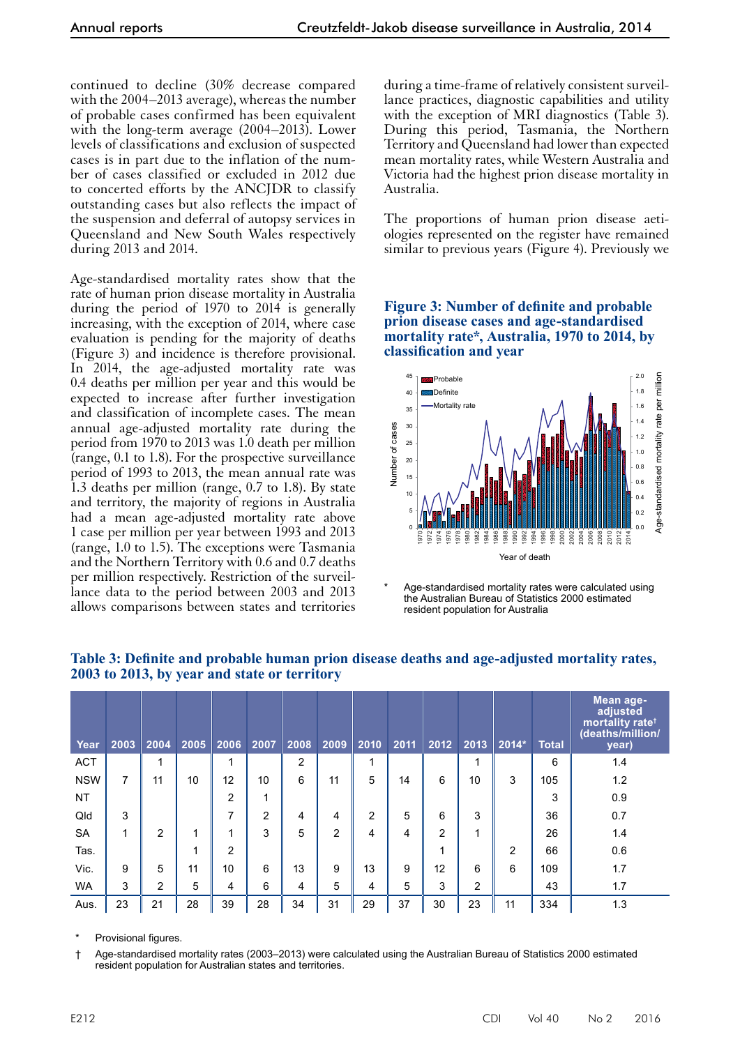continued to decline (30% decrease compared with the 2004–2013 average), whereas the number of probable cases confirmed has been equivalent with the long-term average (2004–2013). Lower levels of classifications and exclusion of suspected cases is in part due to the inflation of the number of cases classified or excluded in 2012 due to concerted efforts by the ANCJDR to classify outstanding cases but also reflects the impact of the suspension and deferral of autopsy services in Queensland and New South Wales respectively during 2013 and 2014.

Age-standardised mortality rates show that the rate of human prion disease mortality in Australia during the period of 1970 to 2014 is generally increasing, with the exception of 2014, where case evaluation is pending for the majority of deaths (Figure 3) and incidence is therefore provisional. In 2014, the age-adjusted mortality rate was 0.4 deaths per million per year and this would be expected to increase after further investigation and classification of incomplete cases. The mean annual age-adjusted mortality rate during the period from 1970 to 2013 was 1.0 death per million (range, 0.1 to 1.8). For the prospective surveillance period of 1993 to 2013, the mean annual rate was 1.3 deaths per million (range, 0.7 to 1.8). By state and territory, the majority of regions in Australia had a mean age-adjusted mortality rate above 1 case per million per year between 1993 and 2013 (range, 1.0 to 1.5). The exceptions were Tasmania and the Northern Territory with 0.6 and 0.7 deaths per million respectively. Restriction of the surveillance data to the period between 2003 and 2013 allows comparisons between states and territories during a time-frame of relatively consistent surveillance practices, diagnostic capabilities and utility with the exception of MRI diagnostics (Table 3). During this period, Tasmania, the Northern Territory and Queensland had lower than expected mean mortality rates, while Western Australia and Victoria had the highest prion disease mortality in Australia.

The proportions of human prion disease aetiologies represented on the register have remained similar to previous years (Figure 4). Previously we

**Figure 3: Number of definite and probable prion disease cases and age-standardised mortality rate\*, Australia, 1970 to 2014, by classification and year**

\* Age-standardised mortality rates were calculated using the Australian Bureau of Statistics 2000 estimated resident population for Australia

**Table 3: Definite and probable human prion disease deaths and age-adjusted mortality rates, 2003 to 2013, by year and state or territory**

| Year | 2003 | 2004 | 2005 | 2006 | 2007 | 2008 | 2009 | 2010 | 2011 | 2012 | 2013 | 2014* | Total | Mean age-adjusted mortality rate† (deaths/million/year) |
|---|---|---|---|---|---|---|---|---|---|---|---|---|---|---|
| ACT | | 1 | | 1 | | 2 | | 1 | | | 1 | | 6 | 1.4 |
| NSW | 7 | 11 | 10 | 12 | 10 | 6 | 11 | 5 | 14 | 6 | 10 | 3 | 105 | 1.2 |
| NT | | | | 2 | 1 | | | | | | | | 3 | 0.9 |
| Qld | 3 | | | 7 | 2 | 4 | 4 | 2 | 5 | 6 | 3 | | 36 | 0.7 |
| SA | 1 | 2 | 1 | 1 | 3 | 5 | 2 | 4 | 4 | 2 | 1 | | 26 | 1.4 |
| Tas. | | | 1 | 2 | | | | | | 1 | | 2 | 66 | 0.6 |
| Vic. | 9 | 5 | 11 | 10 | 6 | 13 | 9 | 13 | 9 | 12 | 6 | 6 | 109 | 1.7 |
| WA | 3 | 2 | 5 | 4 | 6 | 4 | 5 | 4 | 5 | 3 | 2 | | 43 | 1.7 |
| Aus. | 23 | 21 | 28 | 39 | 28 | 34 | 31 | 29 | 37 | 30 | 23 | 11 | 334 | 1.3 |

\* Provisional figures.

† Age-standardised mortality rates (2003–2013) were calculated using the Australian Bureau of Statistics 2000 estimated resident population for Australian states and territories.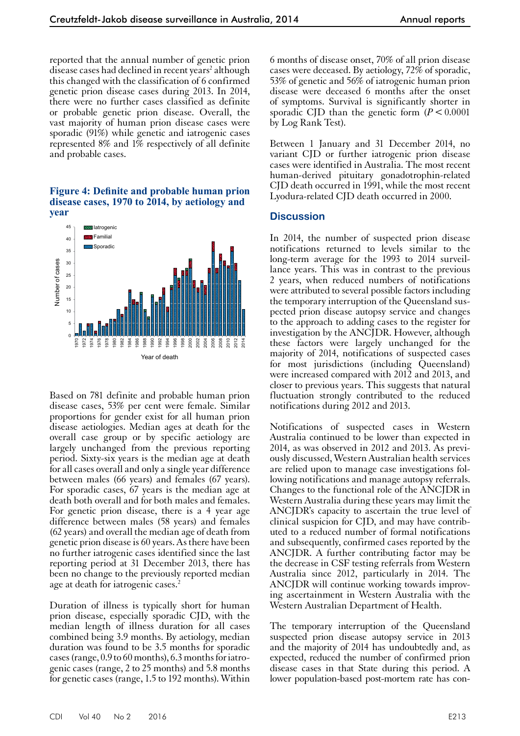reported that the annual number of genetic prion disease cases had declined in recent years[2] although this changed with the classification of 6 confirmed genetic prion disease cases during 2013. In 2014, there were no further cases classified as definite or probable genetic prion disease. Overall, the vast majority of human prion disease cases were sporadic (91%) while genetic and iatrogenic cases represented 8% and 1% respectively of all definite and probable cases.

**Figure 4: Definite and probable human prion disease cases, 1970 to 2014, by aetiology and year**

Based on 781 definite and probable human prion disease cases, 53% per cent were female. Similar proportions for gender exist for all human prion disease aetiologies. Median ages at death for the overall case group or by specific aetiology are largely unchanged from the previous reporting period. Sixty-six years is the median age at death for all cases overall and only a single year difference between males (66 years) and females (67 years). For sporadic cases, 67 years is the median age at death both overall and for both males and females. For genetic prion disease, there is a 4 year age difference between males (58 years) and females (62 years) and overall the median age of death from genetic prion disease is 60 years. As there have been no further iatrogenic cases identified since the last reporting period at 31 December 2013, there has been no change to the previously reported median age at death for iatrogenic cases.[2]

Duration of illness is typically short for human prion disease, especially sporadic CJD, with the median length of illness duration for all cases combined being 3.9 months. By aetiology, median duration was found to be 3.5 months for sporadic cases (range, 0.9 to 60 months), 6.3 months for iatrogenic cases (range, 2 to 25 months) and 5.8 months for genetic cases (range, 1.5 to 192 months). Within 6 months of disease onset, 70% of all prion disease cases were deceased. By aetiology, 72% of sporadic, 53% of genetic and 56% of iatrogenic human prion disease were deceased 6 months after the onset of symptoms. Survival is significantly shorter in sporadic CJD than the genetic form ($P < 0.0001$ by Log Rank Test).

Between 1 January and 31 December 2014, no variant CJD or further iatrogenic prion disease cases were identified in Australia. The most recent human-derived pituitary gonadotrophin-related CJD death occurred in 1991, while the most recent Lyodura-related CJD death occurred in 2000.

## Discussion

In 2014, the number of suspected prion disease notifications returned to levels similar to the long-term average for the 1993 to 2014 surveillance years. This was in contrast to the previous 2 years, when reduced numbers of notifications were attributed to several possible factors including the temporary interruption of the Queensland suspected prion disease autopsy service and changes to the approach to adding cases to the register for investigation by the ANCJDR. However, although these factors were largely unchanged for the majority of 2014, notifications of suspected cases for most jurisdictions (including Queensland) were increased compared with 2012 and 2013, and closer to previous years. This suggests that natural fluctuation strongly contributed to the reduced notifications during 2012 and 2013.

Notifications of suspected cases in Western Australia continued to be lower than expected in 2014, as was observed in 2012 and 2013. As previously discussed, Western Australian health services are relied upon to manage case investigations following notifications and manage autopsy referrals. Changes to the functional role of the ANCJDR in Western Australia during these years may limit the ANCJDR's capacity to ascertain the true level of clinical suspicion for CJD, and may have contributed to a reduced number of formal notifications and subsequently, confirmed cases reported by the ANCJDR. A further contributing factor may be the decrease in CSF testing referrals from Western Australia since 2012, particularly in 2014. The ANCJDR will continue working towards improving ascertainment in Western Australia with the Western Australian Department of Health.

The temporary interruption of the Queensland suspected prion disease autopsy service in 2013 and the majority of 2014 has undoubtedly and, as expected, reduced the number of confirmed prion disease cases in that State during this period. A lower population-based post-mortem rate has con-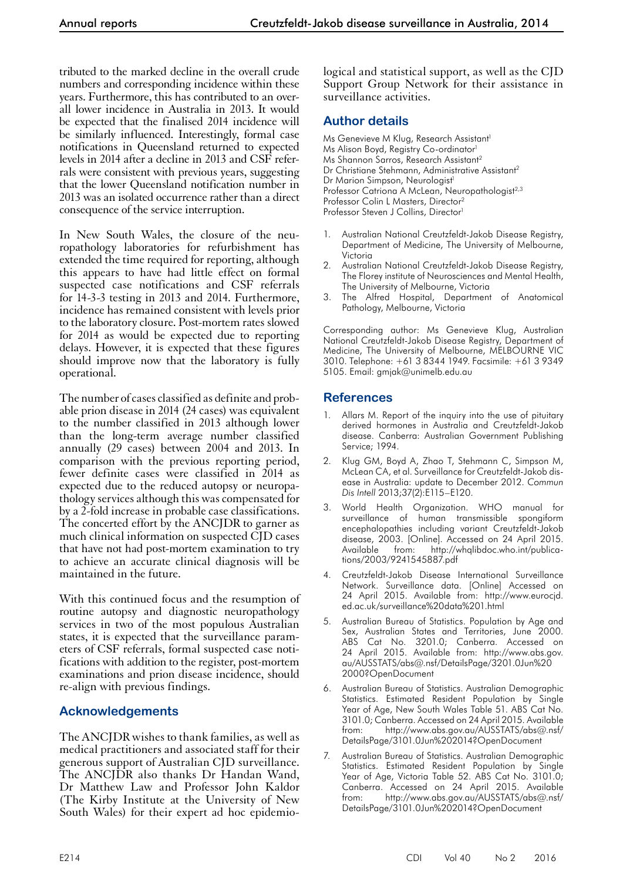tributed to the marked decline in the overall crude numbers and corresponding incidence within these years. Furthermore, this has contributed to an overall lower incidence in Australia in 2013. It would be expected that the finalised 2014 incidence will be similarly influenced. Interestingly, formal case notifications in Queensland returned to expected levels in 2014 after a decline in 2013 and CSF referrals were consistent with previous years, suggesting that the lower Queensland notification number in 2013 was an isolated occurrence rather than a direct consequence of the service interruption.

In New South Wales, the closure of the neuropathology laboratories for refurbishment has extended the time required for reporting, although this appears to have had little effect on formal suspected case notifications and CSF referrals for 14-3-3 testing in 2013 and 2014. Furthermore, incidence has remained consistent with levels prior to the laboratory closure. Post-mortem rates slowed for 2014 as would be expected due to reporting delays. However, it is expected that these figures should improve now that the laboratory is fully operational.

The number of cases classified as definite and probable prion disease in 2014 (24 cases) was equivalent to the number classified in 2013 although lower than the long-term average number classified annually (29 cases) between 2004 and 2013. In comparison with the previous reporting period, fewer definite cases were classified in 2014 as expected due to the reduced autopsy or neuropathology services although this was compensated for by a 2-fold increase in probable case classifications. The concerted effort by the ANCJDR to garner as much clinical information on suspected CJD cases that have not had post-mortem examination to try to achieve an accurate clinical diagnosis will be maintained in the future.

With this continued focus and the resumption of routine autopsy and diagnostic neuropathology services in two of the most populous Australian states, it is expected that the surveillance parameters of CSF referrals, formal suspected case notifications with addition to the register, post-mortem examinations and prion disease incidence, should re-align with previous findings.

## Acknowledgements

The ANCJDR wishes to thank families, as well as medical practitioners and associated staff for their generous support of Australian CJD surveillance. The ANCJDR also thanks Dr Handan Wand, Dr Matthew Law and Professor John Kaldor (The Kirby Institute at the University of New South Wales) for their expert ad hoc epidemiological and statistical support, as well as the CJD Support Group Network for their assistance in surveillance activities.

## Author details

Ms Genevieve M Klug, Research Assistant[1]
Ms Alison Boyd, Registry Co-ordinator[1]
Ms Shannon Sarros, Research Assistant[2]
Dr Christiane Stehmann, Administrative Assistant[2]
Dr Marion Simpson, Neurologist[1]
Professor Catriona A McLean, Neuropathologist[2,3]
Professor Colin L Masters, Director[2]
Professor Steven J Collins, Director[1]

1. Australian National Creutzfeldt-Jakob Disease Registry, Department of Medicine, The University of Melbourne, Victoria
2. Australian National Creutzfeldt-Jakob Disease Registry, The Florey institute of Neurosciences and Mental Health, The University of Melbourne, Victoria
3. The Alfred Hospital, Department of Anatomical Pathology, Melbourne, Victoria

Corresponding author: Ms Genevieve Klug, Australian National Creutzfeldt-Jakob Disease Registry, Department of Medicine, The University of Melbourne, MELBOURNE VIC 3010. Telephone: +61 3 8344 1949. Facsimile: +61 3 9349 5105. Email: gmjak@unimelb.edu.au

## References

1. Allars M. Report of the inquiry into the use of pituitary derived hormones in Australia and Creutzfeldt-Jakob disease. Canberra: Australian Government Publishing Service; 1994.
2. Klug GM, Boyd A, Zhao T, Stehmann C, Simpson M, McLean CA, et al. Surveillance for Creutzfeldt-Jakob disease in Australia: update to December 2012. *Commun Dis Intell* 2013;37(2):E115–E120.
3. World Health Organization. WHO manual for surveillance of human transmissible spongiform encephalopathies including variant Creutzfeldt-Jakob disease, 2003. [Online]. Accessed on 24 April 2015. Available from: http://whqlibdoc.who.int/publications/2003/9241545887.pdf
4. Creutzfeldt-Jakob Disease International Surveillance Network. Surveillance data. [Online] Accessed on 24 April 2015. Available from: http://www.eurocjd.ed.ac.uk/surveillance%20data%201.html
5. Australian Bureau of Statistics. Population by Age and Sex, Australian States and Territories, June 2000. ABS Cat No. 3201.0; Canberra. Accessed on 24 April 2015. Available from: http://www.abs.gov.au/AUSSTATS/abs@.nsf/DetailsPage/3201.0Jun%202000?OpenDocument
6. Australian Bureau of Statistics. Australian Demographic Statistics. Estimated Resident Population by Single Year of Age, New South Wales Table 51. ABS Cat No. 3101.0; Canberra. Accessed on 24 April 2015. Available from: http://www.abs.gov.au/AUSSTATS/abs@.nsf/DetailsPage/3101.0Jun%202014?OpenDocument
7. Australian Bureau of Statistics. Australian Demographic Statistics. Estimated Resident Population by Single Year of Age, Victoria Table 52. ABS Cat No. 3101.0; Canberra. Accessed on 24 April 2015. Available from: http://www.abs.gov.au/AUSSTATS/abs@.nsf/DetailsPage/3101.0Jun%202014?OpenDocument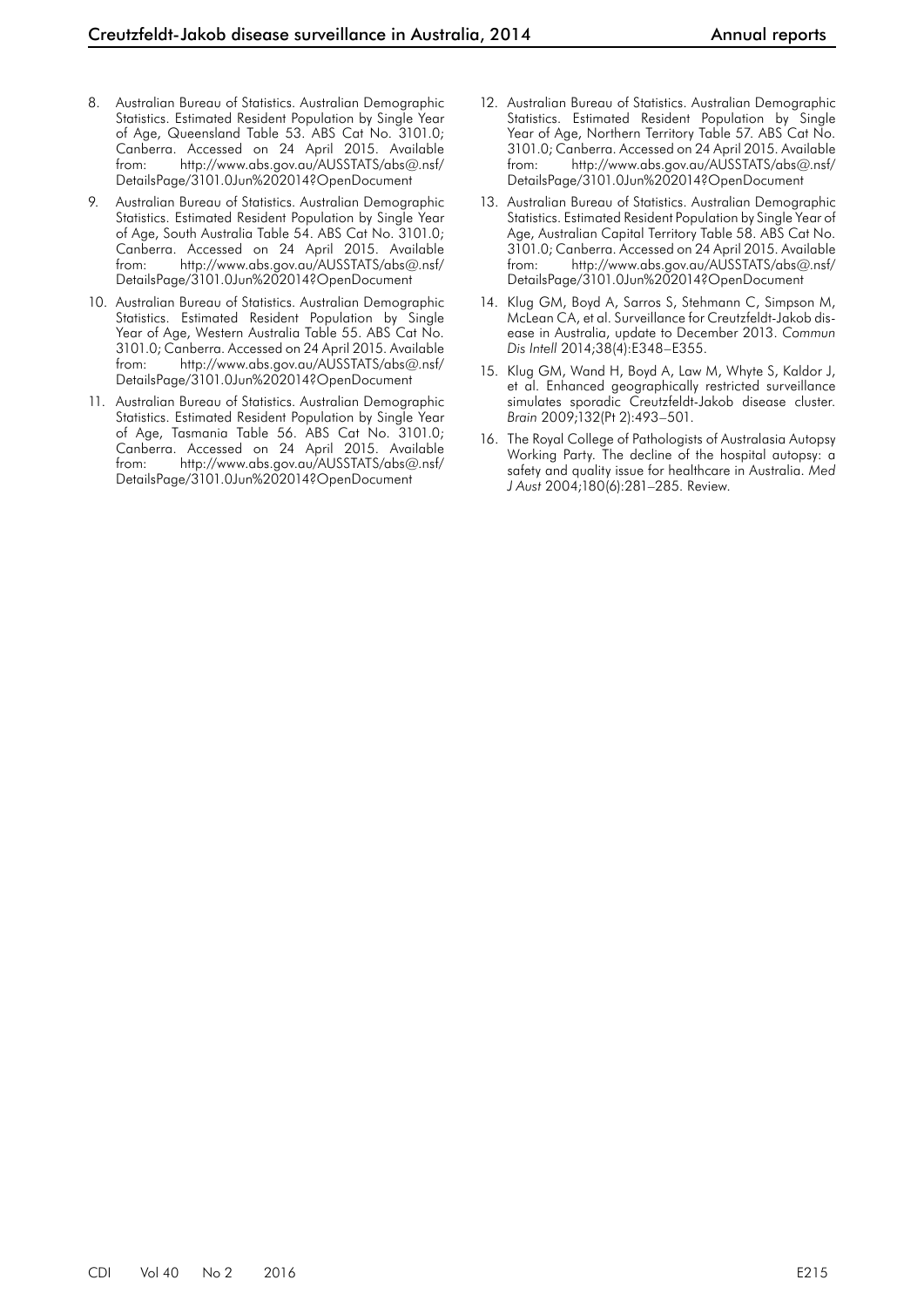8. Australian Bureau of Statistics. Australian Demographic Statistics. Estimated Resident Population by Single Year of Age, Queensland Table 53. ABS Cat No. 3101.0; Canberra. Accessed on 24 April 2015. Available from: http://www.abs.gov.au/AUSSTATS/abs@.nsf/DetailsPage/3101.0Jun%202014?OpenDocument

9. Australian Bureau of Statistics. Australian Demographic Statistics. Estimated Resident Population by Single Year of Age, South Australia Table 54. ABS Cat No. 3101.0; Canberra. Accessed on 24 April 2015. Available from: http://www.abs.gov.au/AUSSTATS/abs@.nsf/DetailsPage/3101.0Jun%202014?OpenDocument

10. Australian Bureau of Statistics. Australian Demographic Statistics. Estimated Resident Population by Single Year of Age, Western Australia Table 55. ABS Cat No. 3101.0; Canberra. Accessed on 24 April 2015. Available from: http://www.abs.gov.au/AUSSTATS/abs@.nsf/DetailsPage/3101.0Jun%202014?OpenDocument

11. Australian Bureau of Statistics. Australian Demographic Statistics. Estimated Resident Population by Single Year of Age, Tasmania Table 56. ABS Cat No. 3101.0; Canberra. Accessed on 24 April 2015. Available from: http://www.abs.gov.au/AUSSTATS/abs@.nsf/DetailsPage/3101.0Jun%202014?OpenDocument

12. Australian Bureau of Statistics. Australian Demographic Statistics. Estimated Resident Population by Single Year of Age, Northern Territory Table 57. ABS Cat No. 3101.0; Canberra. Accessed on 24 April 2015. Available from: http://www.abs.gov.au/AUSSTATS/abs@.nsf/DetailsPage/3101.0Jun%202014?OpenDocument

13. Australian Bureau of Statistics. Australian Demographic Statistics. Estimated Resident Population by Single Year of Age, Australian Capital Territory Table 58. ABS Cat No. 3101.0; Canberra. Accessed on 24 April 2015. Available from: http://www.abs.gov.au/AUSSTATS/abs@.nsf/DetailsPage/3101.0Jun%202014?OpenDocument

14. Klug GM, Boyd A, Sarros S, Stehmann C, Simpson M, McLean CA, et al. Surveillance for Creutzfeldt-Jakob disease in Australia, update to December 2013. *Commun Dis Intell* 2014;38(4):E348–E355.

15. Klug GM, Wand H, Boyd A, Law M, Whyte S, Kaldor J, et al. Enhanced geographically restricted surveillance simulates sporadic Creutzfeldt-Jakob disease cluster. *Brain* 2009;132(Pt 2):493–501.

16. The Royal College of Pathologists of Australasia Autopsy Working Party. The decline of the hospital autopsy: a safety and quality issue for healthcare in Australia. *Med J Aust* 2004;180(6):281–285. Review.